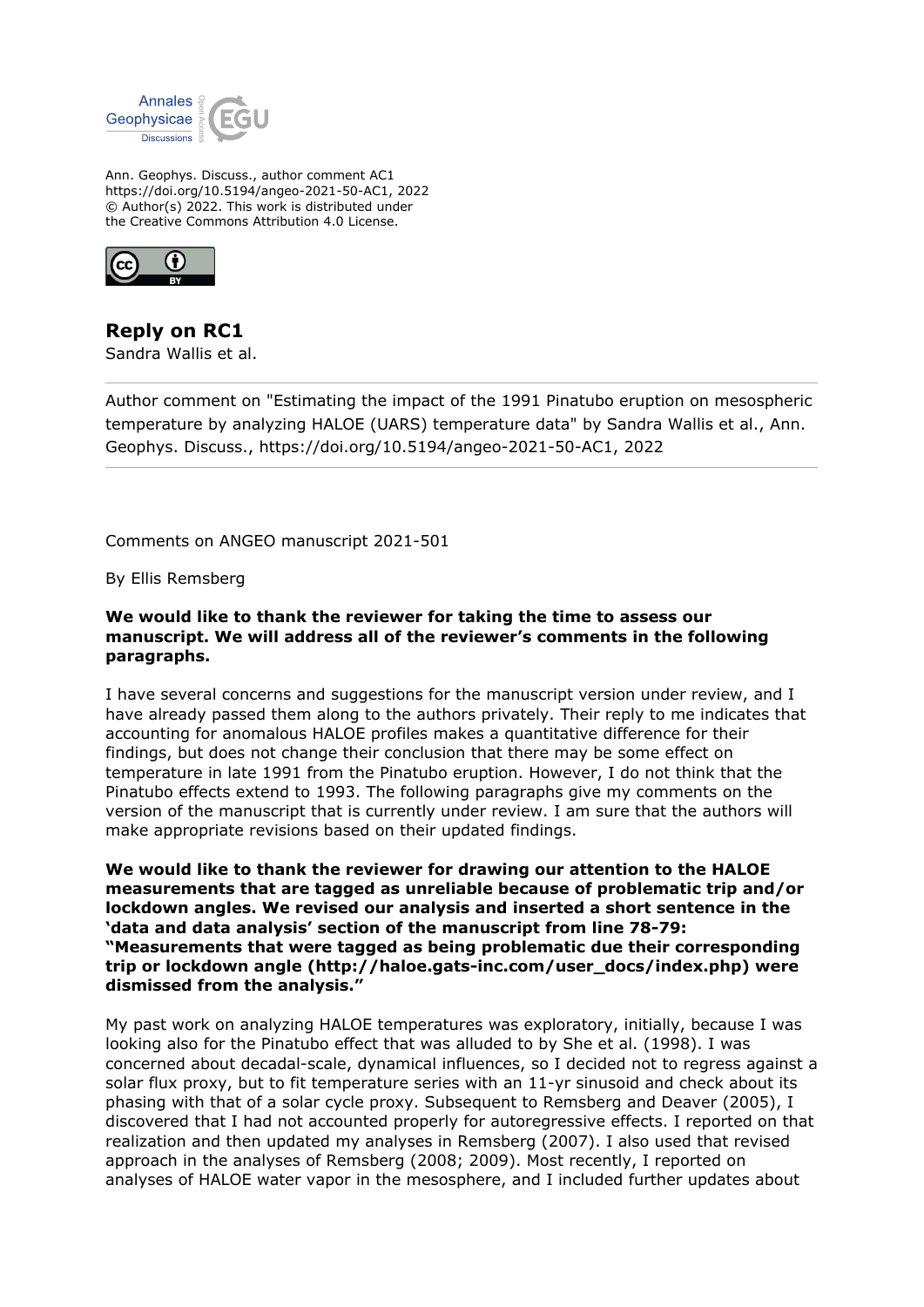Ann. Geophys. Discuss., author comment AC1
https://doi.org/10.5194/angeo-2021-50-AC1, 2022
© Author(s) 2022. This work is distributed under
the Creative Commons Attribution 4.0 License.

# Reply on RC1

Sandra Wallis et al.

Author comment on "Estimating the impact of the 1991 Pinatubo eruption on mesospheric temperature by analyzing HALOE (UARS) temperature data" by Sandra Wallis et al., Ann. Geophys. Discuss., https://doi.org/10.5194/angeo-2021-50-AC1, 2022

Comments on ANGEO manuscript 2021-501

By Ellis Remsberg

**We would like to thank the reviewer for taking the time to assess our manuscript. We will address all of the reviewer's comments in the following paragraphs.**

I have several concerns and suggestions for the manuscript version under review, and I have already passed them along to the authors privately. Their reply to me indicates that accounting for anomalous HALOE profiles makes a quantitative difference for their findings, but does not change their conclusion that there may be some effect on temperature in late 1991 from the Pinatubo eruption. However, I do not think that the Pinatubo effects extend to 1993. The following paragraphs give my comments on the version of the manuscript that is currently under review. I am sure that the authors will make appropriate revisions based on their updated findings.

**We would like to thank the reviewer for drawing our attention to the HALOE measurements that are tagged as unreliable because of problematic trip and/or lockdown angles. We revised our analysis and inserted a short sentence in the 'data and data analysis' section of the manuscript from line 78-79: "Measurements that were tagged as being problematic due their corresponding trip or lockdown angle (http://haloe.gats-inc.com/user_docs/index.php) were dismissed from the analysis."**

My past work on analyzing HALOE temperatures was exploratory, initially, because I was looking also for the Pinatubo effect that was alluded to by She et al. (1998). I was concerned about decadal-scale, dynamical influences, so I decided not to regress against a solar flux proxy, but to fit temperature series with an 11-yr sinusoid and check about its phasing with that of a solar cycle proxy. Subsequent to Remsberg and Deaver (2005), I discovered that I had not accounted properly for autoregressive effects. I reported on that realization and then updated my analyses in Remsberg (2007). I also used that revised approach in the analyses of Remsberg (2008; 2009). Most recently, I reported on analyses of HALOE water vapor in the mesosphere, and I included further updates about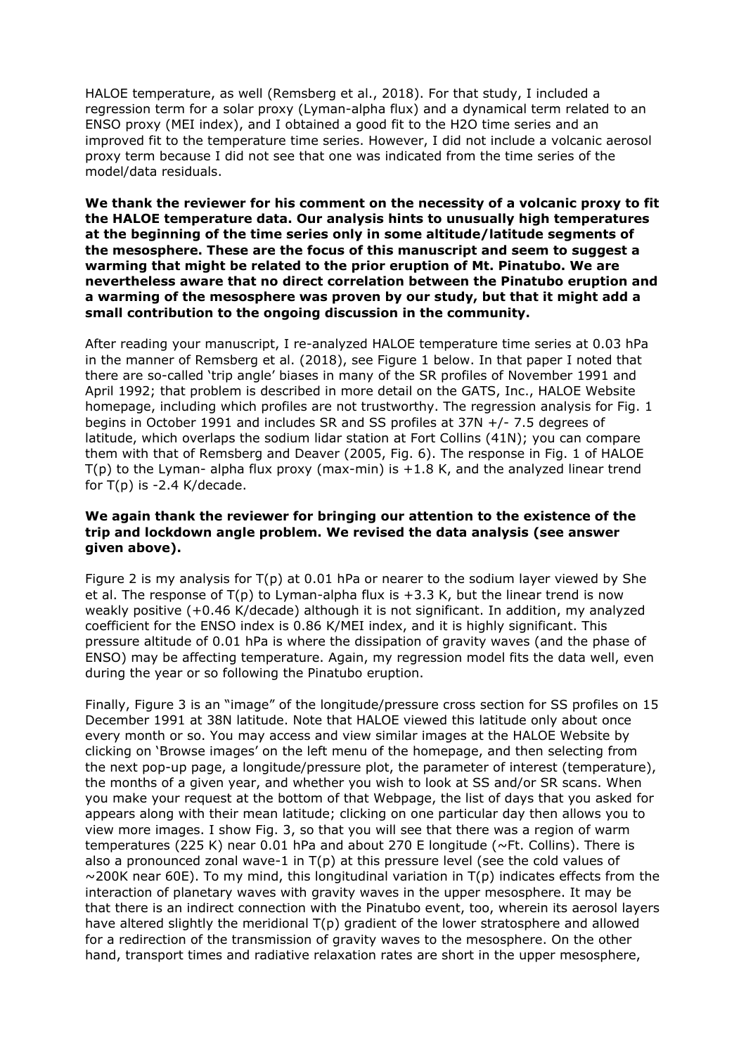HALOE temperature, as well (Remsberg et al., 2018). For that study, I included a regression term for a solar proxy (Lyman-alpha flux) and a dynamical term related to an ENSO proxy (MEI index), and I obtained a good fit to the H2O time series and an improved fit to the temperature time series. However, I did not include a volcanic aerosol proxy term because I did not see that one was indicated from the time series of the model/data residuals.

**We thank the reviewer for his comment on the necessity of a volcanic proxy to fit the HALOE temperature data. Our analysis hints to unusually high temperatures at the beginning of the time series only in some altitude/latitude segments of the mesosphere. These are the focus of this manuscript and seem to suggest a warming that might be related to the prior eruption of Mt. Pinatubo. We are nevertheless aware that no direct correlation between the Pinatubo eruption and a warming of the mesosphere was proven by our study, but that it might add a small contribution to the ongoing discussion in the community.**

After reading your manuscript, I re-analyzed HALOE temperature time series at 0.03 hPa in the manner of Remsberg et al. (2018), see Figure 1 below. In that paper I noted that there are so-called 'trip angle' biases in many of the SR profiles of November 1991 and April 1992; that problem is described in more detail on the GATS, Inc., HALOE Website homepage, including which profiles are not trustworthy. The regression analysis for Fig. 1 begins in October 1991 and includes SR and SS profiles at 37N +/- 7.5 degrees of latitude, which overlaps the sodium lidar station at Fort Collins (41N); you can compare them with that of Remsberg and Deaver (2005, Fig. 6). The response in Fig. 1 of HALOE T(p) to the Lyman- alpha flux proxy (max-min) is +1.8 K, and the analyzed linear trend for T(p) is -2.4 K/decade.

**We again thank the reviewer for bringing our attention to the existence of the trip and lockdown angle problem. We revised the data analysis (see answer given above).**

Figure 2 is my analysis for T(p) at 0.01 hPa or nearer to the sodium layer viewed by She et al. The response of T(p) to Lyman-alpha flux is +3.3 K, but the linear trend is now weakly positive (+0.46 K/decade) although it is not significant. In addition, my analyzed coefficient for the ENSO index is 0.86 K/MEI index, and it is highly significant. This pressure altitude of 0.01 hPa is where the dissipation of gravity waves (and the phase of ENSO) may be affecting temperature. Again, my regression model fits the data well, even during the year or so following the Pinatubo eruption.

Finally, Figure 3 is an "image" of the longitude/pressure cross section for SS profiles on 15 December 1991 at 38N latitude. Note that HALOE viewed this latitude only about once every month or so. You may access and view similar images at the HALOE Website by clicking on 'Browse images' on the left menu of the homepage, and then selecting from the next pop-up page, a longitude/pressure plot, the parameter of interest (temperature), the months of a given year, and whether you wish to look at SS and/or SR scans. When you make your request at the bottom of that Webpage, the list of days that you asked for appears along with their mean latitude; clicking on one particular day then allows you to view more images. I show Fig. 3, so that you will see that there was a region of warm temperatures (225 K) near 0.01 hPa and about 270 E longitude (~Ft. Collins). There is also a pronounced zonal wave-1 in T(p) at this pressure level (see the cold values of ~200K near 60E). To my mind, this longitudinal variation in T(p) indicates effects from the interaction of planetary waves with gravity waves in the upper mesosphere. It may be that there is an indirect connection with the Pinatubo event, too, wherein its aerosol layers have altered slightly the meridional T(p) gradient of the lower stratosphere and allowed for a redirection of the transmission of gravity waves to the mesosphere. On the other hand, transport times and radiative relaxation rates are short in the upper mesosphere,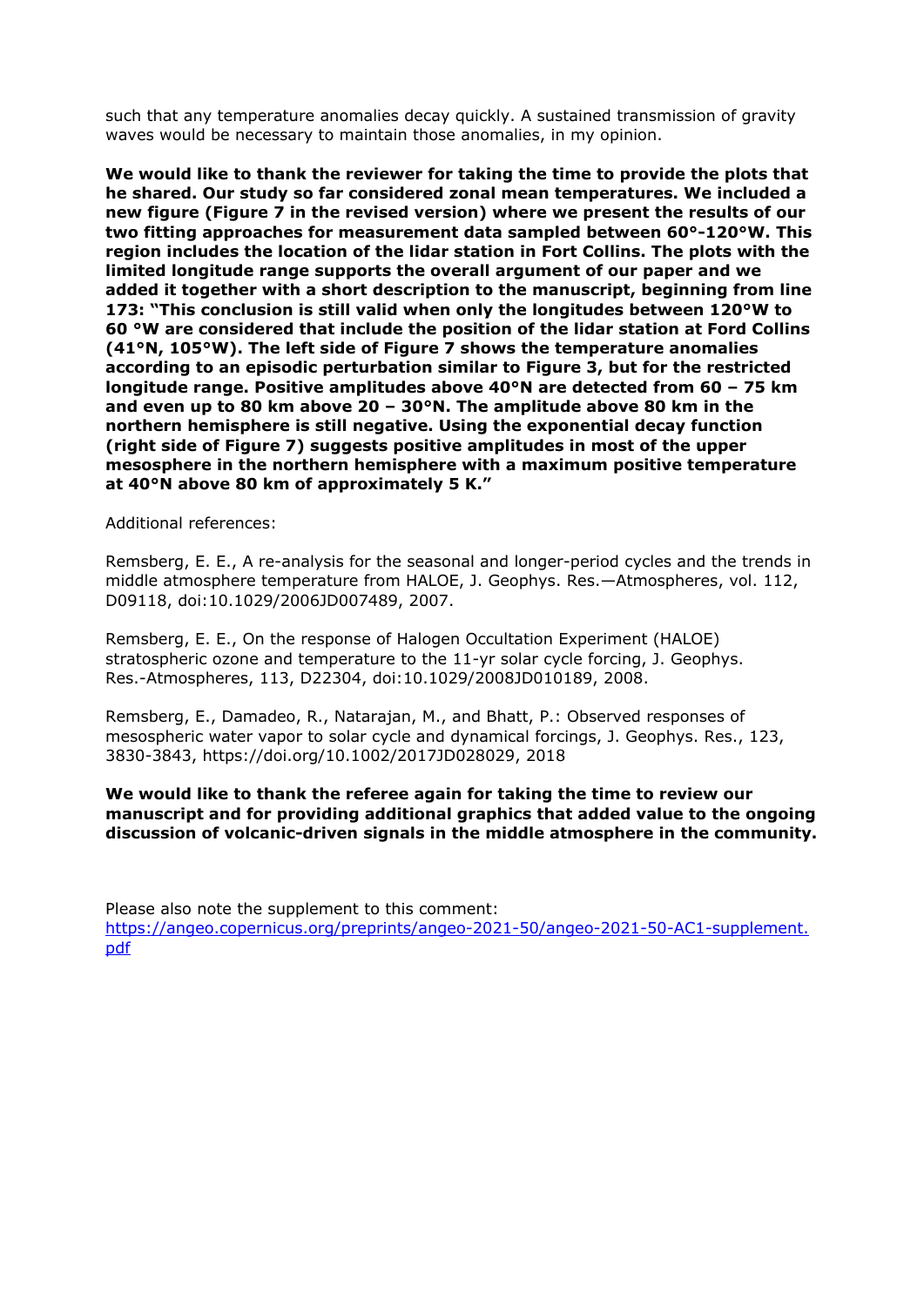such that any temperature anomalies decay quickly. A sustained transmission of gravity waves would be necessary to maintain those anomalies, in my opinion.

**We would like to thank the reviewer for taking the time to provide the plots that he shared. Our study so far considered zonal mean temperatures. We included a new figure (Figure 7 in the revised version) where we present the results of our two fitting approaches for measurement data sampled between 60°-120°W. This region includes the location of the lidar station in Fort Collins. The plots with the limited longitude range supports the overall argument of our paper and we added it together with a short description to the manuscript, beginning from line 173: "This conclusion is still valid when only the longitudes between 120°W to 60 °W are considered that include the position of the lidar station at Ford Collins (41°N, 105°W). The left side of Figure 7 shows the temperature anomalies according to an episodic perturbation similar to Figure 3, but for the restricted longitude range. Positive amplitudes above 40°N are detected from 60 – 75 km and even up to 80 km above 20 – 30°N. The amplitude above 80 km in the northern hemisphere is still negative. Using the exponential decay function (right side of Figure 7) suggests positive amplitudes in most of the upper mesosphere in the northern hemisphere with a maximum positive temperature at 40°N above 80 km of approximately 5 K."**

Additional references:

Remsberg, E. E., A re-analysis for the seasonal and longer-period cycles and the trends in middle atmosphere temperature from HALOE, J. Geophys. Res.—Atmospheres, vol. 112, D09118, doi:10.1029/2006JD007489, 2007.

Remsberg, E. E., On the response of Halogen Occultation Experiment (HALOE) stratospheric ozone and temperature to the 11-yr solar cycle forcing, J. Geophys. Res.-Atmospheres, 113, D22304, doi:10.1029/2008JD010189, 2008.

Remsberg, E., Damadeo, R., Natarajan, M., and Bhatt, P.: Observed responses of mesospheric water vapor to solar cycle and dynamical forcings, J. Geophys. Res., 123, 3830-3843, https://doi.org/10.1002/2017JD028029, 2018

**We would like to thank the referee again for taking the time to review our manuscript and for providing additional graphics that added value to the ongoing discussion of volcanic-driven signals in the middle atmosphere in the community.**

Please also note the supplement to this comment:
https://angeo.copernicus.org/preprints/angeo-2021-50/angeo-2021-50-AC1-supplement.pdf